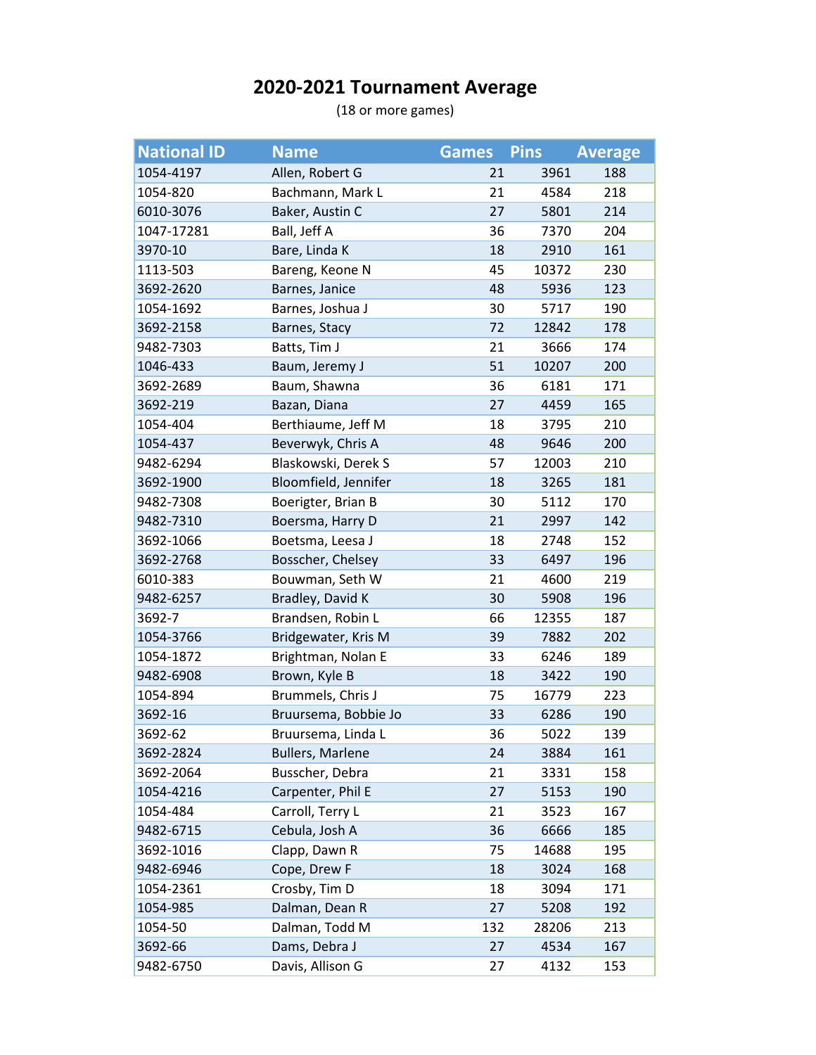# 2020-2021 Tournament Average

(18 or more games)

| National ID | Name | Games | Pins | Average |
|---|---|---|---|---|
| 1054-4197 | Allen, Robert G | 21 | 3961 | 188 |
| 1054-820 | Bachmann, Mark L | 21 | 4584 | 218 |
| 6010-3076 | Baker, Austin C | 27 | 5801 | 214 |
| 1047-17281 | Ball, Jeff A | 36 | 7370 | 204 |
| 3970-10 | Bare, Linda K | 18 | 2910 | 161 |
| 1113-503 | Bareng, Keone N | 45 | 10372 | 230 |
| 3692-2620 | Barnes, Janice | 48 | 5936 | 123 |
| 1054-1692 | Barnes, Joshua J | 30 | 5717 | 190 |
| 3692-2158 | Barnes, Stacy | 72 | 12842 | 178 |
| 9482-7303 | Batts, Tim J | 21 | 3666 | 174 |
| 1046-433 | Baum, Jeremy J | 51 | 10207 | 200 |
| 3692-2689 | Baum, Shawna | 36 | 6181 | 171 |
| 3692-219 | Bazan, Diana | 27 | 4459 | 165 |
| 1054-404 | Berthiaume, Jeff M | 18 | 3795 | 210 |
| 1054-437 | Beverwyk, Chris A | 48 | 9646 | 200 |
| 9482-6294 | Blaskowski, Derek S | 57 | 12003 | 210 |
| 3692-1900 | Bloomfield, Jennifer | 18 | 3265 | 181 |
| 9482-7308 | Boerigter, Brian B | 30 | 5112 | 170 |
| 9482-7310 | Boersma, Harry D | 21 | 2997 | 142 |
| 3692-1066 | Boetsma, Leesa J | 18 | 2748 | 152 |
| 3692-2768 | Bosscher, Chelsey | 33 | 6497 | 196 |
| 6010-383 | Bouwman, Seth W | 21 | 4600 | 219 |
| 9482-6257 | Bradley, David K | 30 | 5908 | 196 |
| 3692-7 | Brandsen, Robin L | 66 | 12355 | 187 |
| 1054-3766 | Bridgewater, Kris M | 39 | 7882 | 202 |
| 1054-1872 | Brightman, Nolan E | 33 | 6246 | 189 |
| 9482-6908 | Brown, Kyle B | 18 | 3422 | 190 |
| 1054-894 | Brummels, Chris J | 75 | 16779 | 223 |
| 3692-16 | Bruursema, Bobbie Jo | 33 | 6286 | 190 |
| 3692-62 | Bruursema, Linda L | 36 | 5022 | 139 |
| 3692-2824 | Bullers, Marlene | 24 | 3884 | 161 |
| 3692-2064 | Busscher, Debra | 21 | 3331 | 158 |
| 1054-4216 | Carpenter, Phil E | 27 | 5153 | 190 |
| 1054-484 | Carroll, Terry L | 21 | 3523 | 167 |
| 9482-6715 | Cebula, Josh A | 36 | 6666 | 185 |
| 3692-1016 | Clapp, Dawn R | 75 | 14688 | 195 |
| 9482-6946 | Cope, Drew F | 18 | 3024 | 168 |
| 1054-2361 | Crosby, Tim D | 18 | 3094 | 171 |
| 1054-985 | Dalman, Dean R | 27 | 5208 | 192 |
| 1054-50 | Dalman, Todd M | 132 | 28206 | 213 |
| 3692-66 | Dams, Debra J | 27 | 4534 | 167 |
| 9482-6750 | Davis, Allison G | 27 | 4132 | 153 |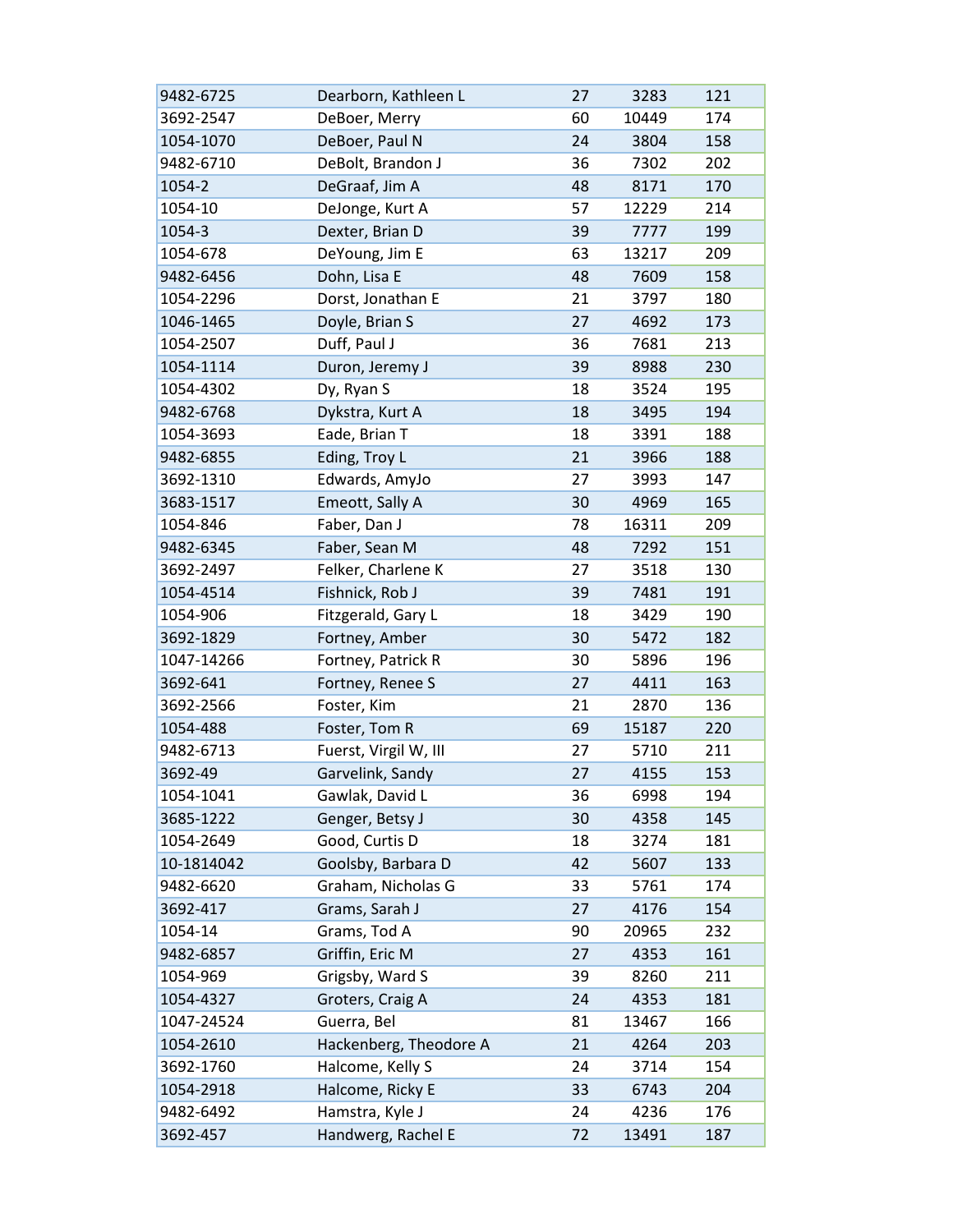| | | | | |
|---|---|---|---|---|
| 9482-6725 | Dearborn, Kathleen L | 27 | 3283 | 121 |
| 3692-2547 | DeBoer, Merry | 60 | 10449 | 174 |
| 1054-1070 | DeBoer, Paul N | 24 | 3804 | 158 |
| 9482-6710 | DeBolt, Brandon J | 36 | 7302 | 202 |
| 1054-2 | DeGraaf, Jim A | 48 | 8171 | 170 |
| 1054-10 | DeJonge, Kurt A | 57 | 12229 | 214 |
| 1054-3 | Dexter, Brian D | 39 | 7777 | 199 |
| 1054-678 | DeYoung, Jim E | 63 | 13217 | 209 |
| 9482-6456 | Dohn, Lisa E | 48 | 7609 | 158 |
| 1054-2296 | Dorst, Jonathan E | 21 | 3797 | 180 |
| 1046-1465 | Doyle, Brian S | 27 | 4692 | 173 |
| 1054-2507 | Duff, Paul J | 36 | 7681 | 213 |
| 1054-1114 | Duron, Jeremy J | 39 | 8988 | 230 |
| 1054-4302 | Dy, Ryan S | 18 | 3524 | 195 |
| 9482-6768 | Dykstra, Kurt A | 18 | 3495 | 194 |
| 1054-3693 | Eade, Brian T | 18 | 3391 | 188 |
| 9482-6855 | Eding, Troy L | 21 | 3966 | 188 |
| 3692-1310 | Edwards, AmyJo | 27 | 3993 | 147 |
| 3683-1517 | Emeott, Sally A | 30 | 4969 | 165 |
| 1054-846 | Faber, Dan J | 78 | 16311 | 209 |
| 9482-6345 | Faber, Sean M | 48 | 7292 | 151 |
| 3692-2497 | Felker, Charlene K | 27 | 3518 | 130 |
| 1054-4514 | Fishnick, Rob J | 39 | 7481 | 191 |
| 1054-906 | Fitzgerald, Gary L | 18 | 3429 | 190 |
| 3692-1829 | Fortney, Amber | 30 | 5472 | 182 |
| 1047-14266 | Fortney, Patrick R | 30 | 5896 | 196 |
| 3692-641 | Fortney, Renee S | 27 | 4411 | 163 |
| 3692-2566 | Foster, Kim | 21 | 2870 | 136 |
| 1054-488 | Foster, Tom R | 69 | 15187 | 220 |
| 9482-6713 | Fuerst, Virgil W, III | 27 | 5710 | 211 |
| 3692-49 | Garvelink, Sandy | 27 | 4155 | 153 |
| 1054-1041 | Gawlak, David L | 36 | 6998 | 194 |
| 3685-1222 | Genger, Betsy J | 30 | 4358 | 145 |
| 1054-2649 | Good, Curtis D | 18 | 3274 | 181 |
| 10-1814042 | Goolsby, Barbara D | 42 | 5607 | 133 |
| 9482-6620 | Graham, Nicholas G | 33 | 5761 | 174 |
| 3692-417 | Grams, Sarah J | 27 | 4176 | 154 |
| 1054-14 | Grams, Tod A | 90 | 20965 | 232 |
| 9482-6857 | Griffin, Eric M | 27 | 4353 | 161 |
| 1054-969 | Grigsby, Ward S | 39 | 8260 | 211 |
| 1054-4327 | Groters, Craig A | 24 | 4353 | 181 |
| 1047-24524 | Guerra, Bel | 81 | 13467 | 166 |
| 1054-2610 | Hackenberg, Theodore A | 21 | 4264 | 203 |
| 3692-1760 | Halcome, Kelly S | 24 | 3714 | 154 |
| 1054-2918 | Halcome, Ricky E | 33 | 6743 | 204 |
| 9482-6492 | Hamstra, Kyle J | 24 | 4236 | 176 |
| 3692-457 | Handwerg, Rachel E | 72 | 13491 | 187 |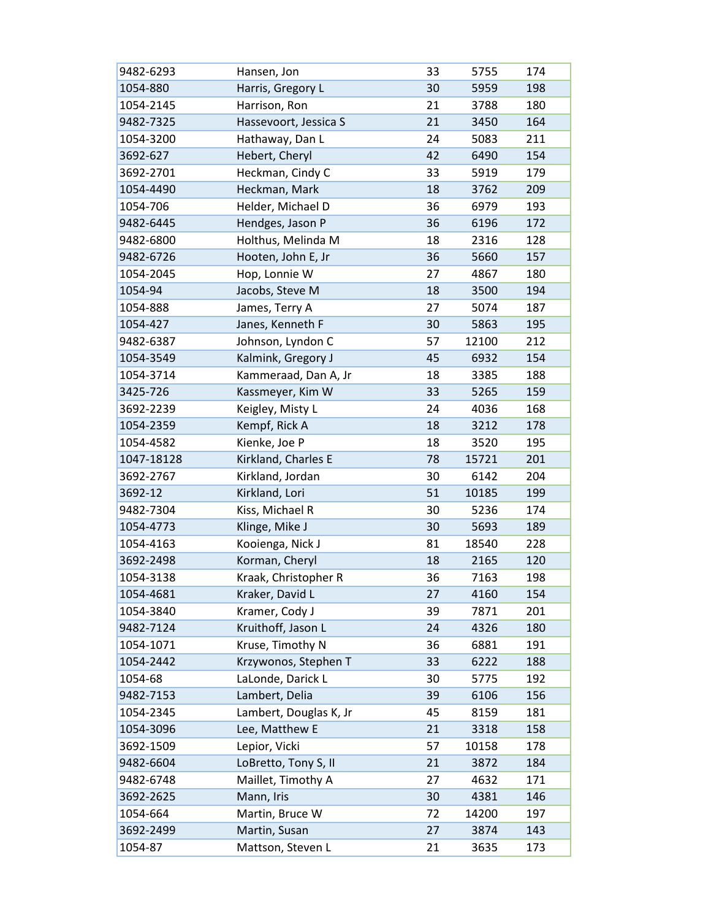| | | | | |
|---|---|---|---|---|
| 9482-6293 | Hansen, Jon | 33 | 5755 | 174 |
| 1054-880 | Harris, Gregory L | 30 | 5959 | 198 |
| 1054-2145 | Harrison, Ron | 21 | 3788 | 180 |
| 9482-7325 | Hassevoort, Jessica S | 21 | 3450 | 164 |
| 1054-3200 | Hathaway, Dan L | 24 | 5083 | 211 |
| 3692-627 | Hebert, Cheryl | 42 | 6490 | 154 |
| 3692-2701 | Heckman, Cindy C | 33 | 5919 | 179 |
| 1054-4490 | Heckman, Mark | 18 | 3762 | 209 |
| 1054-706 | Helder, Michael D | 36 | 6979 | 193 |
| 9482-6445 | Hendges, Jason P | 36 | 6196 | 172 |
| 9482-6800 | Holthus, Melinda M | 18 | 2316 | 128 |
| 9482-6726 | Hooten, John E, Jr | 36 | 5660 | 157 |
| 1054-2045 | Hop, Lonnie W | 27 | 4867 | 180 |
| 1054-94 | Jacobs, Steve M | 18 | 3500 | 194 |
| 1054-888 | James, Terry A | 27 | 5074 | 187 |
| 1054-427 | Janes, Kenneth F | 30 | 5863 | 195 |
| 9482-6387 | Johnson, Lyndon C | 57 | 12100 | 212 |
| 1054-3549 | Kalmink, Gregory J | 45 | 6932 | 154 |
| 1054-3714 | Kammeraad, Dan A, Jr | 18 | 3385 | 188 |
| 3425-726 | Kassmeyer, Kim W | 33 | 5265 | 159 |
| 3692-2239 | Keigley, Misty L | 24 | 4036 | 168 |
| 1054-2359 | Kempf, Rick A | 18 | 3212 | 178 |
| 1054-4582 | Kienke, Joe P | 18 | 3520 | 195 |
| 1047-18128 | Kirkland, Charles E | 78 | 15721 | 201 |
| 3692-2767 | Kirkland, Jordan | 30 | 6142 | 204 |
| 3692-12 | Kirkland, Lori | 51 | 10185 | 199 |
| 9482-7304 | Kiss, Michael R | 30 | 5236 | 174 |
| 1054-4773 | Klinge, Mike J | 30 | 5693 | 189 |
| 1054-4163 | Kooienga, Nick J | 81 | 18540 | 228 |
| 3692-2498 | Korman, Cheryl | 18 | 2165 | 120 |
| 1054-3138 | Kraak, Christopher R | 36 | 7163 | 198 |
| 1054-4681 | Kraker, David L | 27 | 4160 | 154 |
| 1054-3840 | Kramer, Cody J | 39 | 7871 | 201 |
| 9482-7124 | Kruithoff, Jason L | 24 | 4326 | 180 |
| 1054-1071 | Kruse, Timothy N | 36 | 6881 | 191 |
| 1054-2442 | Krzywonos, Stephen T | 33 | 6222 | 188 |
| 1054-68 | LaLonde, Darick L | 30 | 5775 | 192 |
| 9482-7153 | Lambert, Delia | 39 | 6106 | 156 |
| 1054-2345 | Lambert, Douglas K, Jr | 45 | 8159 | 181 |
| 1054-3096 | Lee, Matthew E | 21 | 3318 | 158 |
| 3692-1509 | Lepior, Vicki | 57 | 10158 | 178 |
| 9482-6604 | LoBretto, Tony S, II | 21 | 3872 | 184 |
| 9482-6748 | Maillet, Timothy A | 27 | 4632 | 171 |
| 3692-2625 | Mann, Iris | 30 | 4381 | 146 |
| 1054-664 | Martin, Bruce W | 72 | 14200 | 197 |
| 3692-2499 | Martin, Susan | 27 | 3874 | 143 |
| 1054-87 | Mattson, Steven L | 21 | 3635 | 173 |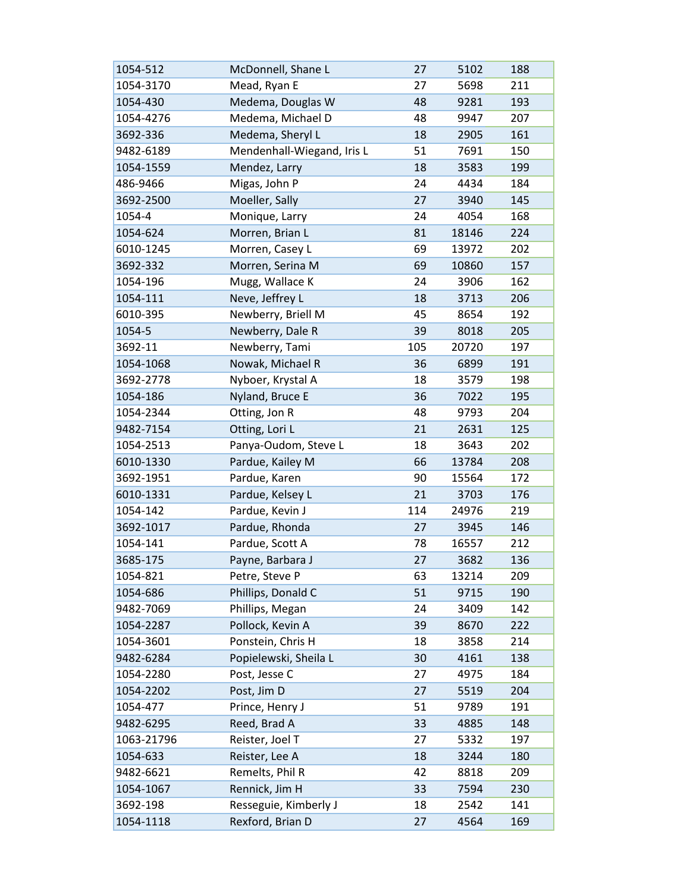| | | | | |
|---|---|---|---|---|
| 1054-512 | McDonnell, Shane L | 27 | 5102 | 188 |
| 1054-3170 | Mead, Ryan E | 27 | 5698 | 211 |
| 1054-430 | Medema, Douglas W | 48 | 9281 | 193 |
| 1054-4276 | Medema, Michael D | 48 | 9947 | 207 |
| 3692-336 | Medema, Sheryl L | 18 | 2905 | 161 |
| 9482-6189 | Mendenhall-Wiegand, Iris L | 51 | 7691 | 150 |
| 1054-1559 | Mendez, Larry | 18 | 3583 | 199 |
| 486-9466 | Migas, John P | 24 | 4434 | 184 |
| 3692-2500 | Moeller, Sally | 27 | 3940 | 145 |
| 1054-4 | Monique, Larry | 24 | 4054 | 168 |
| 1054-624 | Morren, Brian L | 81 | 18146 | 224 |
| 6010-1245 | Morren, Casey L | 69 | 13972 | 202 |
| 3692-332 | Morren, Serina M | 69 | 10860 | 157 |
| 1054-196 | Mugg, Wallace K | 24 | 3906 | 162 |
| 1054-111 | Neve, Jeffrey L | 18 | 3713 | 206 |
| 6010-395 | Newberry, Briell M | 45 | 8654 | 192 |
| 1054-5 | Newberry, Dale R | 39 | 8018 | 205 |
| 3692-11 | Newberry, Tami | 105 | 20720 | 197 |
| 1054-1068 | Nowak, Michael R | 36 | 6899 | 191 |
| 3692-2778 | Nyboer, Krystal A | 18 | 3579 | 198 |
| 1054-186 | Nyland, Bruce E | 36 | 7022 | 195 |
| 1054-2344 | Otting, Jon R | 48 | 9793 | 204 |
| 9482-7154 | Otting, Lori L | 21 | 2631 | 125 |
| 1054-2513 | Panya-Oudom, Steve L | 18 | 3643 | 202 |
| 6010-1330 | Pardue, Kailey M | 66 | 13784 | 208 |
| 3692-1951 | Pardue, Karen | 90 | 15564 | 172 |
| 6010-1331 | Pardue, Kelsey L | 21 | 3703 | 176 |
| 1054-142 | Pardue, Kevin J | 114 | 24976 | 219 |
| 3692-1017 | Pardue, Rhonda | 27 | 3945 | 146 |
| 1054-141 | Pardue, Scott A | 78 | 16557 | 212 |
| 3685-175 | Payne, Barbara J | 27 | 3682 | 136 |
| 1054-821 | Petre, Steve P | 63 | 13214 | 209 |
| 1054-686 | Phillips, Donald C | 51 | 9715 | 190 |
| 9482-7069 | Phillips, Megan | 24 | 3409 | 142 |
| 1054-2287 | Pollock, Kevin A | 39 | 8670 | 222 |
| 1054-3601 | Ponstein, Chris H | 18 | 3858 | 214 |
| 9482-6284 | Popielewski, Sheila L | 30 | 4161 | 138 |
| 1054-2280 | Post, Jesse C | 27 | 4975 | 184 |
| 1054-2202 | Post, Jim D | 27 | 5519 | 204 |
| 1054-477 | Prince, Henry J | 51 | 9789 | 191 |
| 9482-6295 | Reed, Brad A | 33 | 4885 | 148 |
| 1063-21796 | Reister, Joel T | 27 | 5332 | 197 |
| 1054-633 | Reister, Lee A | 18 | 3244 | 180 |
| 9482-6621 | Remelts, Phil R | 42 | 8818 | 209 |
| 1054-1067 | Rennick, Jim H | 33 | 7594 | 230 |
| 3692-198 | Resseguie, Kimberly J | 18 | 2542 | 141 |
| 1054-1118 | Rexford, Brian D | 27 | 4564 | 169 |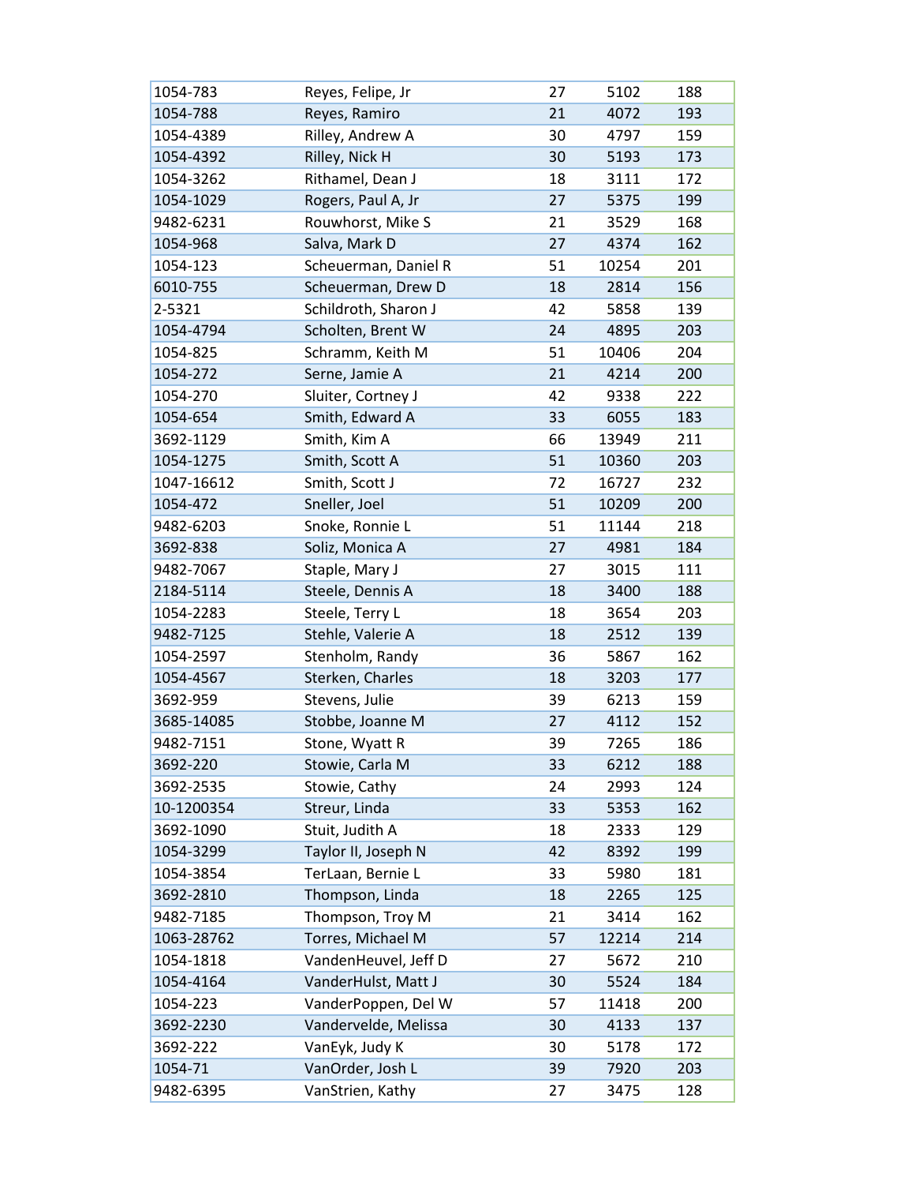| 1054-783 | Reyes, Felipe, Jr | 27 | 5102 | 188 |
|---|---|---|---|---|
| 1054-788 | Reyes, Ramiro | 21 | 4072 | 193 |
| 1054-4389 | Rilley, Andrew A | 30 | 4797 | 159 |
| 1054-4392 | Rilley, Nick H | 30 | 5193 | 173 |
| 1054-3262 | Rithamel, Dean J | 18 | 3111 | 172 |
| 1054-1029 | Rogers, Paul A, Jr | 27 | 5375 | 199 |
| 9482-6231 | Rouwhorst, Mike S | 21 | 3529 | 168 |
| 1054-968 | Salva, Mark D | 27 | 4374 | 162 |
| 1054-123 | Scheuerman, Daniel R | 51 | 10254 | 201 |
| 6010-755 | Scheuerman, Drew D | 18 | 2814 | 156 |
| 2-5321 | Schildroth, Sharon J | 42 | 5858 | 139 |
| 1054-4794 | Scholten, Brent W | 24 | 4895 | 203 |
| 1054-825 | Schramm, Keith M | 51 | 10406 | 204 |
| 1054-272 | Serne, Jamie A | 21 | 4214 | 200 |
| 1054-270 | Sluiter, Cortney J | 42 | 9338 | 222 |
| 1054-654 | Smith, Edward A | 33 | 6055 | 183 |
| 3692-1129 | Smith, Kim A | 66 | 13949 | 211 |
| 1054-1275 | Smith, Scott A | 51 | 10360 | 203 |
| 1047-16612 | Smith, Scott J | 72 | 16727 | 232 |
| 1054-472 | Sneller, Joel | 51 | 10209 | 200 |
| 9482-6203 | Snoke, Ronnie L | 51 | 11144 | 218 |
| 3692-838 | Soliz, Monica A | 27 | 4981 | 184 |
| 9482-7067 | Staple, Mary J | 27 | 3015 | 111 |
| 2184-5114 | Steele, Dennis A | 18 | 3400 | 188 |
| 1054-2283 | Steele, Terry L | 18 | 3654 | 203 |
| 9482-7125 | Stehle, Valerie A | 18 | 2512 | 139 |
| 1054-2597 | Stenholm, Randy | 36 | 5867 | 162 |
| 1054-4567 | Sterken, Charles | 18 | 3203 | 177 |
| 3692-959 | Stevens, Julie | 39 | 6213 | 159 |
| 3685-14085 | Stobbe, Joanne M | 27 | 4112 | 152 |
| 9482-7151 | Stone, Wyatt R | 39 | 7265 | 186 |
| 3692-220 | Stowie, Carla M | 33 | 6212 | 188 |
| 3692-2535 | Stowie, Cathy | 24 | 2993 | 124 |
| 10-1200354 | Streur, Linda | 33 | 5353 | 162 |
| 3692-1090 | Stuit, Judith A | 18 | 2333 | 129 |
| 1054-3299 | Taylor II, Joseph N | 42 | 8392 | 199 |
| 1054-3854 | TerLaan, Bernie L | 33 | 5980 | 181 |
| 3692-2810 | Thompson, Linda | 18 | 2265 | 125 |
| 9482-7185 | Thompson, Troy M | 21 | 3414 | 162 |
| 1063-28762 | Torres, Michael M | 57 | 12214 | 214 |
| 1054-1818 | VandenHeuvel, Jeff D | 27 | 5672 | 210 |
| 1054-4164 | VanderHulst, Matt J | 30 | 5524 | 184 |
| 1054-223 | VanderPoppen, Del W | 57 | 11418 | 200 |
| 3692-2230 | Vandervelde, Melissa | 30 | 4133 | 137 |
| 3692-222 | VanEyk, Judy K | 30 | 5178 | 172 |
| 1054-71 | VanOrder, Josh L | 39 | 7920 | 203 |
| 9482-6395 | VanStrien, Kathy | 27 | 3475 | 128 |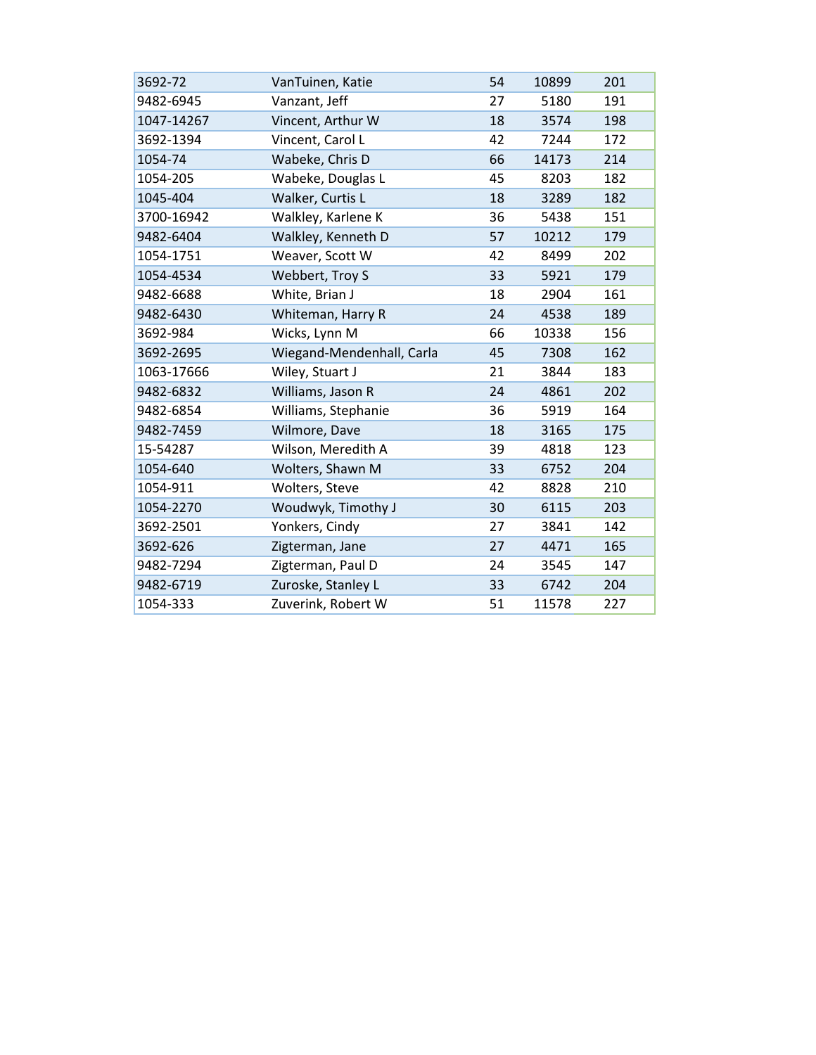| | | | | |
|---|---|---|---|---|
| 3692-72 | VanTuinen, Katie | 54 | 10899 | 201 |
| 9482-6945 | Vanzant, Jeff | 27 | 5180 | 191 |
| 1047-14267 | Vincent, Arthur W | 18 | 3574 | 198 |
| 3692-1394 | Vincent, Carol L | 42 | 7244 | 172 |
| 1054-74 | Wabeke, Chris D | 66 | 14173 | 214 |
| 1054-205 | Wabeke, Douglas L | 45 | 8203 | 182 |
| 1045-404 | Walker, Curtis L | 18 | 3289 | 182 |
| 3700-16942 | Walkley, Karlene K | 36 | 5438 | 151 |
| 9482-6404 | Walkley, Kenneth D | 57 | 10212 | 179 |
| 1054-1751 | Weaver, Scott W | 42 | 8499 | 202 |
| 1054-4534 | Webbert, Troy S | 33 | 5921 | 179 |
| 9482-6688 | White, Brian J | 18 | 2904 | 161 |
| 9482-6430 | Whiteman, Harry R | 24 | 4538 | 189 |
| 3692-984 | Wicks, Lynn M | 66 | 10338 | 156 |
| 3692-2695 | Wiegand-Mendenhall, Carla | 45 | 7308 | 162 |
| 1063-17666 | Wiley, Stuart J | 21 | 3844 | 183 |
| 9482-6832 | Williams, Jason R | 24 | 4861 | 202 |
| 9482-6854 | Williams, Stephanie | 36 | 5919 | 164 |
| 9482-7459 | Wilmore, Dave | 18 | 3165 | 175 |
| 15-54287 | Wilson, Meredith A | 39 | 4818 | 123 |
| 1054-640 | Wolters, Shawn M | 33 | 6752 | 204 |
| 1054-911 | Wolters, Steve | 42 | 8828 | 210 |
| 1054-2270 | Woudwyk, Timothy J | 30 | 6115 | 203 |
| 3692-2501 | Yonkers, Cindy | 27 | 3841 | 142 |
| 3692-626 | Zigterman, Jane | 27 | 4471 | 165 |
| 9482-7294 | Zigterman, Paul D | 24 | 3545 | 147 |
| 9482-6719 | Zuroske, Stanley L | 33 | 6742 | 204 |
| 1054-333 | Zuverink, Robert W | 51 | 11578 | 227 |